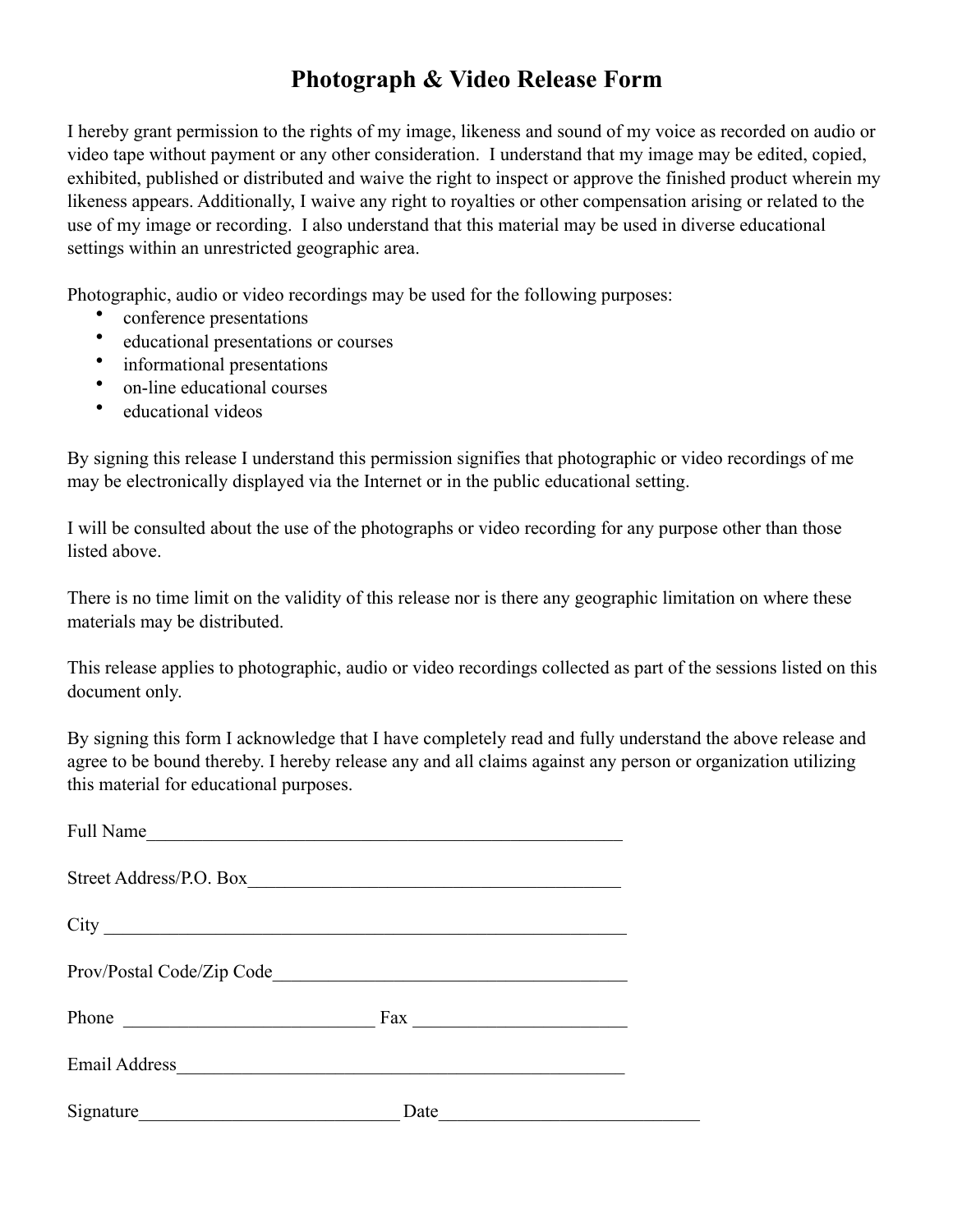# Photograph & Video Release Form

I hereby grant permission to the rights of my image, likeness and sound of my voice as recorded on audio or video tape without payment or any other consideration. I understand that my image may be edited, copied, exhibited, published or distributed and waive the right to inspect or approve the finished product wherein my likeness appears. Additionally, I waive any right to royalties or other compensation arising or related to the use of my image or recording. I also understand that this material may be used in diverse educational settings within an unrestricted geographic area.

Photographic, audio or video recordings may be used for the following purposes:

- conference presentations
- educational presentations or courses
- informational presentations
- on-line educational courses
- educational videos

By signing this release I understand this permission signifies that photographic or video recordings of me may be electronically displayed via the Internet or in the public educational setting.

I will be consulted about the use of the photographs or video recording for any purpose other than those listed above.

There is no time limit on the validity of this release nor is there any geographic limitation on where these materials may be distributed.

This release applies to photographic, audio or video recordings collected as part of the sessions listed on this document only.

By signing this form I acknowledge that I have completely read and fully understand the above release and agree to be bound thereby. I hereby release any and all claims against any person or organization utilizing this material for educational purposes.

Full Name_____________________________________________________

Street Address/P.O. Box__________________________________________

City ___________________________________________________________

Prov/Postal Code/Zip Code______________________________________

Phone ___________________________ Fax _______________________

Email Address__________________________________________________

Signature____________________________ Date___________________________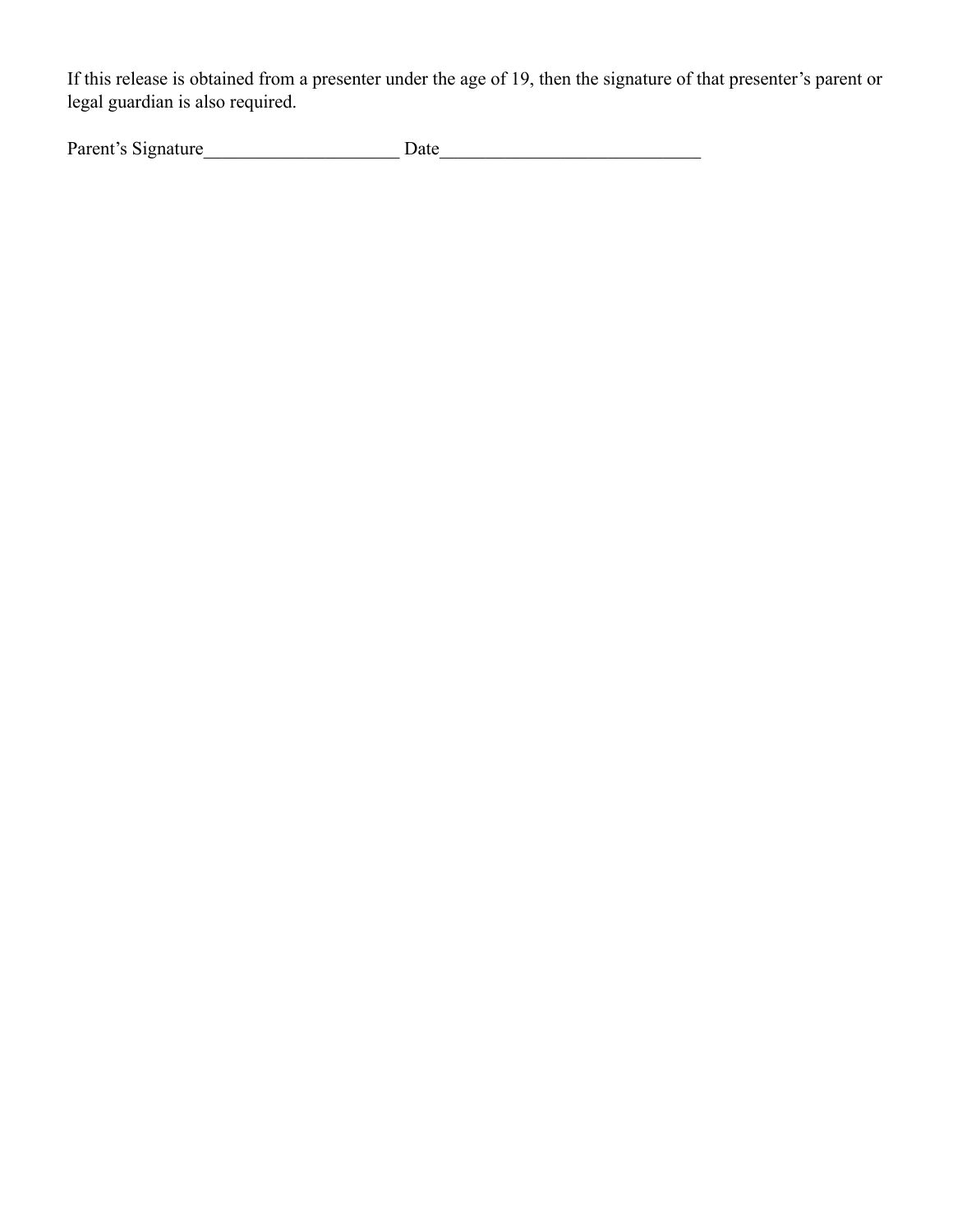If this release is obtained from a presenter under the age of 19, then the signature of that presenter's parent or legal guardian is also required.

Parent's Signature_____________________ Date____________________________